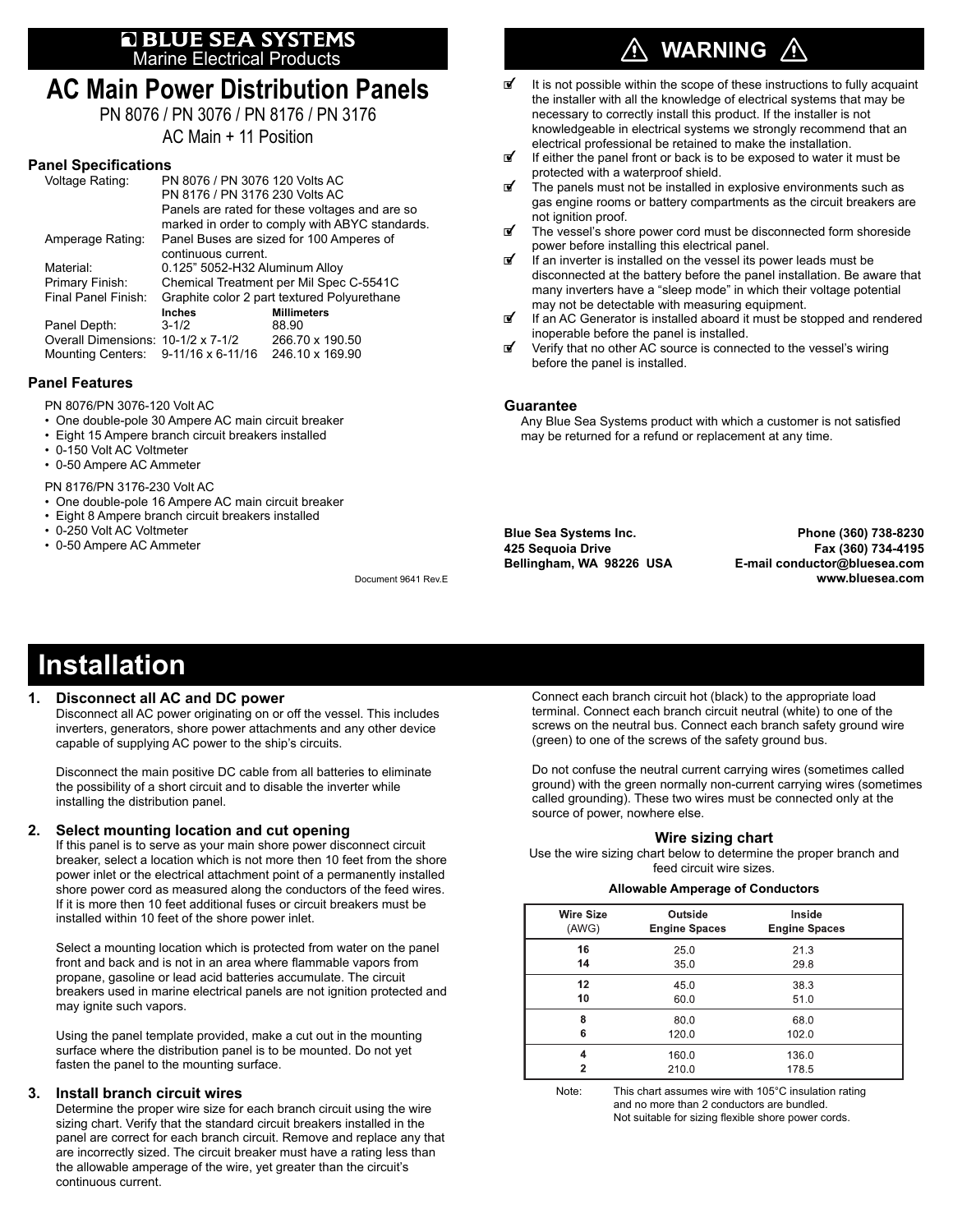# BLUE SEA SYSTEMS
Marine Electrical Products

# AC Main Power Distribution Panels

PN 8076 / PN 3076 / PN 8176 / PN 3176

AC Main + 11 Position

## Panel Specifications

| | | |
|---|---|---|
| Voltage Rating: | PN 8076 / PN 3076 120 Volts AC | |
| | PN 8176 / PN 3176 230 Volts AC | |
| | Panels are rated for these voltages and are so marked in order to comply with ABYC standards. | |
| Amperage Rating: | Panel Buses are sized for 100 Amperes of continuous current. | |
| Material: | 0.125" 5052-H32 Aluminum Alloy | |
| Primary Finish: | Chemical Treatment per Mil Spec C-5541C | |
| Final Panel Finish: | Graphite color 2 part textured Polyurethane | |
| | **Inches** | **Millimeters** |
| Panel Depth: | 3-1/2 | 88.90 |
| Overall Dimensions: | 10-1/2 x 7-1/2 | 266.70 x 190.50 |
| Mounting Centers: | 9-11/16 x 6-11/16 | 246.10 x 169.90 |

## Panel Features

PN 8076/PN 3076-120 Volt AC

- One double-pole 30 Ampere AC main circuit breaker
- Eight 15 Ampere branch circuit breakers installed
- 0-150 Volt AC Voltmeter
- 0-50 Ampere AC Ammeter

PN 8176/PN 3176-230 Volt AC

- One double-pole 16 Ampere AC main circuit breaker
- Eight 8 Ampere branch circuit breakers installed
- 0-250 Volt AC Voltmeter
- 0-50 Ampere AC Ammeter

Document 9641 Rev.E

## ⚠ WARNING ⚠

- ☑ It is not possible within the scope of these instructions to fully acquaint the installer with all the knowledge of electrical systems that may be necessary to correctly install this product. If the installer is not knowledgeable in electrical systems we strongly recommend that an electrical professional be retained to make the installation.
- ☑ If either the panel front or back is to be exposed to water it must be protected with a waterproof shield.
- ☑ The panels must not be installed in explosive environments such as gas engine rooms or battery compartments as the circuit breakers are not ignition proof.
- ☑ The vessel's shore power cord must be disconnected form shoreside power before installing this electrical panel.
- ☑ If an inverter is installed on the vessel its power leads must be disconnected at the battery before the panel installation. Be aware that many inverters have a "sleep mode" in which their voltage potential may not be detectable with measuring equipment.
- ☑ If an AC Generator is installed aboard it must be stopped and rendered inoperable before the panel is installed.
- ☑ Verify that no other AC source is connected to the vessel's wiring before the panel is installed.

### Guarantee

Any Blue Sea Systems product with which a customer is not satisfied may be returned for a refund or replacement at any time.

**Blue Sea Systems Inc.**
**425 Sequoia Drive**
**Bellingham, WA 98226 USA**

**Phone (360) 738-8230**
**Fax (360) 734-4195**
**E-mail conductor@bluesea.com**
**www.bluesea.com**

# Installation

### 1. Disconnect all AC and DC power

Disconnect all AC power originating on or off the vessel. This includes inverters, generators, shore power attachments and any other device capable of supplying AC power to the ship's circuits.

Disconnect the main positive DC cable from all batteries to eliminate the possibility of a short circuit and to disable the inverter while installing the distribution panel.

### 2. Select mounting location and cut opening

If this panel is to serve as your main shore power disconnect circuit breaker, select a location which is not more then 10 feet from the shore power inlet or the electrical attachment point of a permanently installed shore power cord as measured along the conductors of the feed wires. If it is more then 10 feet additional fuses or circuit breakers must be installed within 10 feet of the shore power inlet.

Select a mounting location which is protected from water on the panel front and back and is not in an area where flammable vapors from propane, gasoline or lead acid batteries accumulate. The circuit breakers used in marine electrical panels are not ignition protected and may ignite such vapors.

Using the panel template provided, make a cut out in the mounting surface where the distribution panel is to be mounted. Do not yet fasten the panel to the mounting surface.

### 3. Install branch circuit wires

Determine the proper wire size for each branch circuit using the wire sizing chart. Verify that the standard circuit breakers installed in the panel are correct for each branch circuit. Remove and replace any that are incorrectly sized. The circuit breaker must have a rating less than the allowable amperage of the wire, yet greater than the circuit's continuous current.

Connect each branch circuit hot (black) to the appropriate load terminal. Connect each branch circuit neutral (white) to one of the screws on the neutral bus. Connect each branch safety ground wire (green) to one of the screws of the safety ground bus.

Do not confuse the neutral current carrying wires (sometimes called ground) with the green normally non-current carrying wires (sometimes called grounding). These two wires must be connected only at the source of power, nowhere else.

### Wire sizing chart

Use the wire sizing chart below to determine the proper branch and feed circuit wire sizes.

**Allowable Amperage of Conductors**

| Wire Size (AWG) | Outside Engine Spaces | Inside Engine Spaces |
|---|---|---|
| **16** | 25.0 | 21.3 |
| **14** | 35.0 | 29.8 |
| **12** | 45.0 | 38.3 |
| **10** | 60.0 | 51.0 |
| **8** | 80.0 | 68.0 |
| **6** | 120.0 | 102.0 |
| **4** | 160.0 | 136.0 |
| **2** | 210.0 | 178.5 |

Note: This chart assumes wire with 105°C insulation rating and no more than 2 conductors are bundled. Not suitable for sizing flexible shore power cords.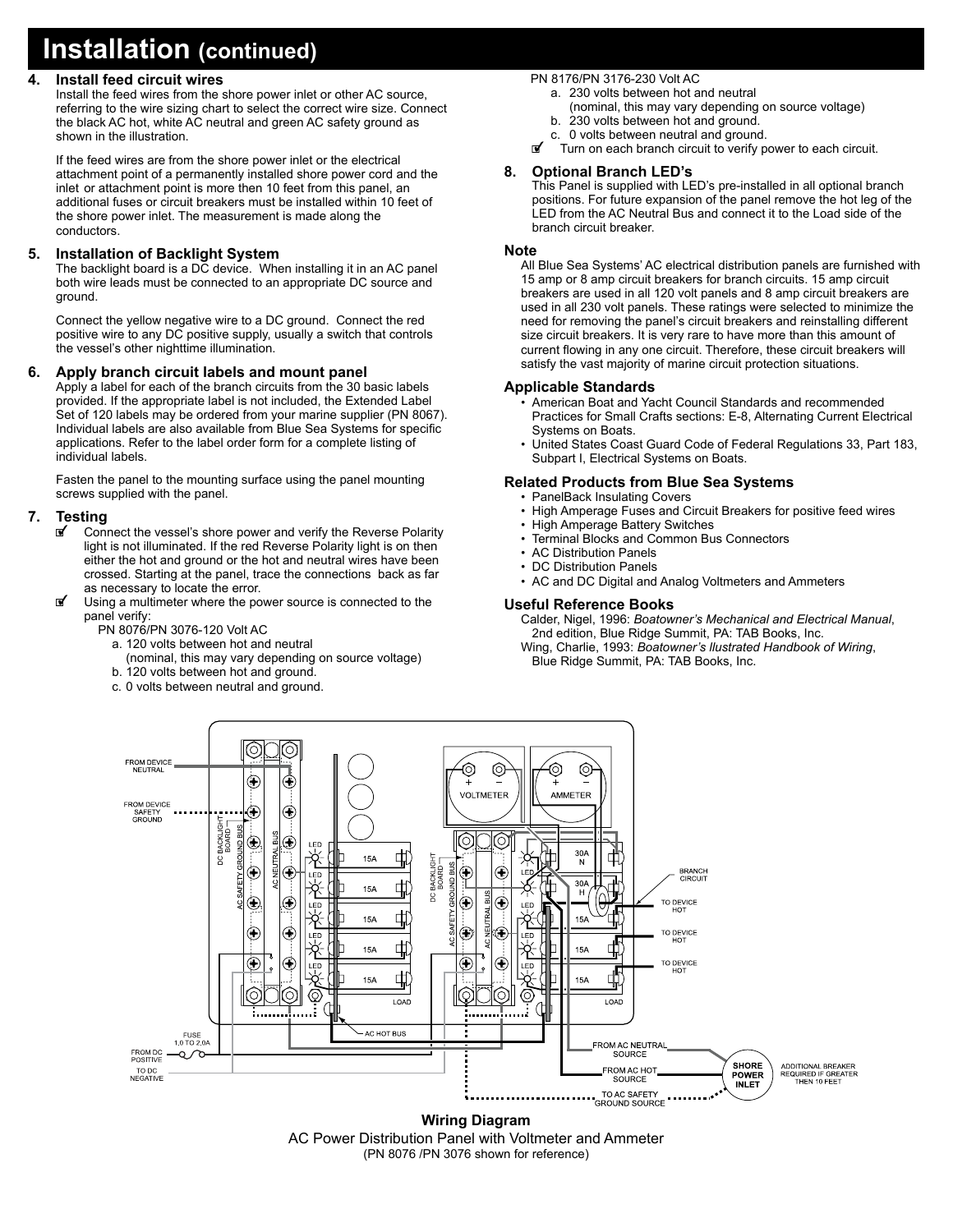# Installation (continued)

**4. Install feed circuit wires**

Install the feed wires from the shore power inlet or other AC source, referring to the wire sizing chart to select the correct wire size. Connect the black AC hot, white AC neutral and green AC safety ground as shown in the illustration.

If the feed wires are from the shore power inlet or the electrical attachment point of a permanently installed shore power cord and the inlet or attachment point is more then 10 feet from this panel, an additional fuses or circuit breakers must be installed within 10 feet of the shore power inlet. The measurement is made along the conductors.

**5. Installation of Backlight System**

The backlight board is a DC device. When installing it in an AC panel both wire leads must be connected to an appropriate DC source and ground.

Connect the yellow negative wire to a DC ground. Connect the red positive wire to any DC positive supply, usually a switch that controls the vessel's other nighttime illumination.

**6. Apply branch circuit labels and mount panel**

Apply a label for each of the branch circuits from the 30 basic labels provided. If the appropriate label is not included, the Extended Label Set of 120 labels may be ordered from your marine supplier (PN 8067). Individual labels are also available from Blue Sea Systems for specific applications. Refer to the label order form for a complete listing of individual labels.

Fasten the panel to the mounting surface using the panel mounting screws supplied with the panel.

**7. Testing**

- ☑ Connect the vessel's shore power and verify the Reverse Polarity light is not illuminated. If the red Reverse Polarity light is on then either the hot and ground or the hot and neutral wires have been crossed. Starting at the panel, trace the connections back as far as necessary to locate the error.
- ☑ Using a multimeter where the power source is connected to the panel verify:

  PN 8076/PN 3076-120 Volt AC
  - a. 120 volts between hot and neutral (nominal, this may vary depending on source voltage)
  - b. 120 volts between hot and ground.
  - c. 0 volts between neutral and ground.

  PN 8176/PN 3176-230 Volt AC
  - a. 230 volts between hot and neutral (nominal, this may vary depending on source voltage)
  - b. 230 volts between hot and ground.
  - c. 0 volts between neutral and ground.
- ☑ Turn on each branch circuit to verify power to each circuit.

**8. Optional Branch LED's**

This Panel is supplied with LED's pre-installed in all optional branch positions. For future expansion of the panel remove the hot leg of the LED from the AC Neutral Bus and connect it to the Load side of the branch circuit breaker.

## Note

All Blue Sea Systems' AC electrical distribution panels are furnished with 15 amp or 8 amp circuit breakers for branch circuits. 15 amp circuit breakers are used in all 120 volt panels and 8 amp circuit breakers are used in all 230 volt panels. These ratings were selected to minimize the need for removing the panel's circuit breakers and reinstalling different size circuit breakers. It is very rare to have more than this amount of current flowing in any one circuit. Therefore, these circuit breakers will satisfy the vast majority of marine circuit protection situations.

## Applicable Standards

- American Boat and Yacht Council Standards and recommended Practices for Small Crafts sections: E-8, Alternating Current Electrical Systems on Boats.
- United States Coast Guard Code of Federal Regulations 33, Part 183, Subpart I, Electrical Systems on Boats.

## Related Products from Blue Sea Systems

- PanelBack Insulating Covers
- High Amperage Fuses and Circuit Breakers for positive feed wires
- High Amperage Battery Switches
- Terminal Blocks and Common Bus Connectors
- AC Distribution Panels
- DC Distribution Panels
- AC and DC Digital and Analog Voltmeters and Ammeters

## Useful Reference Books

Calder, Nigel, 1996: *Boatowner's Mechanical and Electrical Manual*, 2nd edition, Blue Ridge Summit, PA: TAB Books, Inc.

Wing, Charlie, 1993: *Boatowner's Ilustrated Handbook of Wiring*, Blue Ridge Summit, PA: TAB Books, Inc.

FROM DEVICE NEUTRAL
FROM DEVICE SAFETY GROUND
DC BACKLIGHT BOARD
AC SAFETY GROUND BUS
AC NEUTRAL BUS
LED
15A
LOAD
VOLTMETER
AMMETER
30A N
30A H
BRANCH CIRCUIT
TO DEVICE HOT
FUSE 1.0 TO 2.0A
FROM DC POSITIVE
TO DC NEGATIVE
AC HOT BUS
FROM AC NEUTRAL SOURCE
FROM AC HOT SOURCE
TO AC SAFETY GROUND SOURCE
SHORE POWER INLET
ADDITIONAL BREAKER REQUIRED IF GREATER THEN 10 FEET

**Wiring Diagram**

AC Power Distribution Panel with Voltmeter and Ammeter

(PN 8076 /PN 3076 shown for reference)